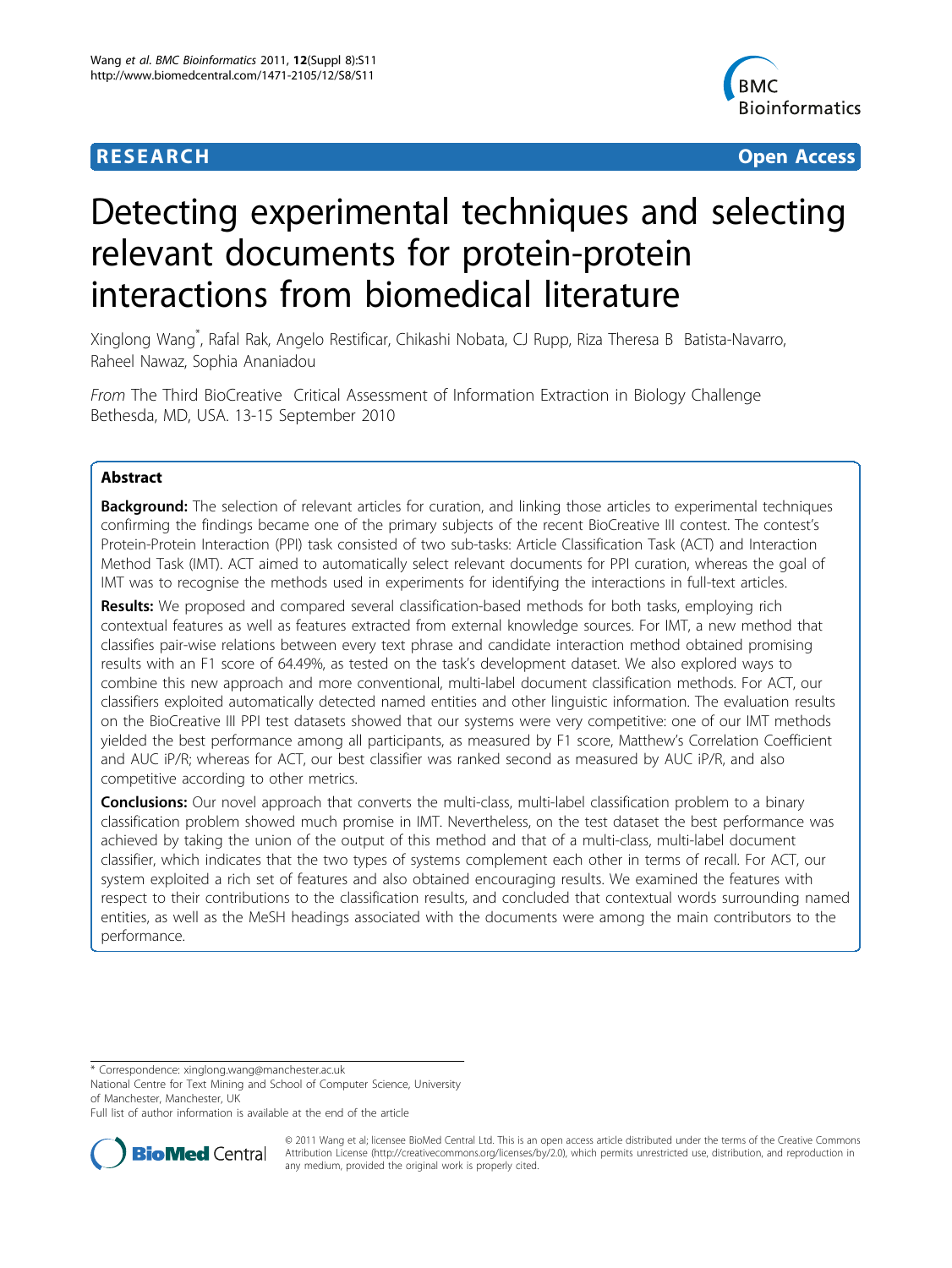**RESEARCH** **Open Access**

# Detecting experimental techniques and selecting relevant documents for protein-protein interactions from biomedical literature

Xinglong Wang*, Rafal Rak, Angelo Restificar, Chikashi Nobata, CJ Rupp, Riza Theresa B Batista-Navarro, Raheel Nawaz, Sophia Ananiadou

*From* The Third BioCreative Critical Assessment of Information Extraction in Biology Challenge Bethesda, MD, USA. 13-15 September 2010

## Abstract

**Background:** The selection of relevant articles for curation, and linking those articles to experimental techniques confirming the findings became one of the primary subjects of the recent BioCreative III contest. The contest's Protein-Protein Interaction (PPI) task consisted of two sub-tasks: Article Classification Task (ACT) and Interaction Method Task (IMT). ACT aimed to automatically select relevant documents for PPI curation, whereas the goal of IMT was to recognise the methods used in experiments for identifying the interactions in full-text articles.

**Results:** We proposed and compared several classification-based methods for both tasks, employing rich contextual features as well as features extracted from external knowledge sources. For IMT, a new method that classifies pair-wise relations between every text phrase and candidate interaction method obtained promising results with an F1 score of 64.49%, as tested on the task's development dataset. We also explored ways to combine this new approach and more conventional, multi-label document classification methods. For ACT, our classifiers exploited automatically detected named entities and other linguistic information. The evaluation results on the BioCreative III PPI test datasets showed that our systems were very competitive: one of our IMT methods yielded the best performance among all participants, as measured by F1 score, Matthew's Correlation Coefficient and AUC iP/R; whereas for ACT, our best classifier was ranked second as measured by AUC iP/R, and also competitive according to other metrics.

**Conclusions:** Our novel approach that converts the multi-class, multi-label classification problem to a binary classification problem showed much promise in IMT. Nevertheless, on the test dataset the best performance was achieved by taking the union of the output of this method and that of a multi-class, multi-label document classifier, which indicates that the two types of systems complement each other in terms of recall. For ACT, our system exploited a rich set of features and also obtained encouraging results. We examined the features with respect to their contributions to the classification results, and concluded that contextual words surrounding named entities, as well as the MeSH headings associated with the documents were among the main contributors to the performance.

---

\* Correspondence: xinglong.wang@manchester.ac.uk
National Centre for Text Mining and School of Computer Science, University of Manchester, Manchester, UK
Full list of author information is available at the end of the article

© 2011 Wang et al; licensee BioMed Central Ltd. This is an open access article distributed under the terms of the Creative Commons Attribution License (http://creativecommons.org/licenses/by/2.0), which permits unrestricted use, distribution, and reproduction in any medium, provided the original work is properly cited.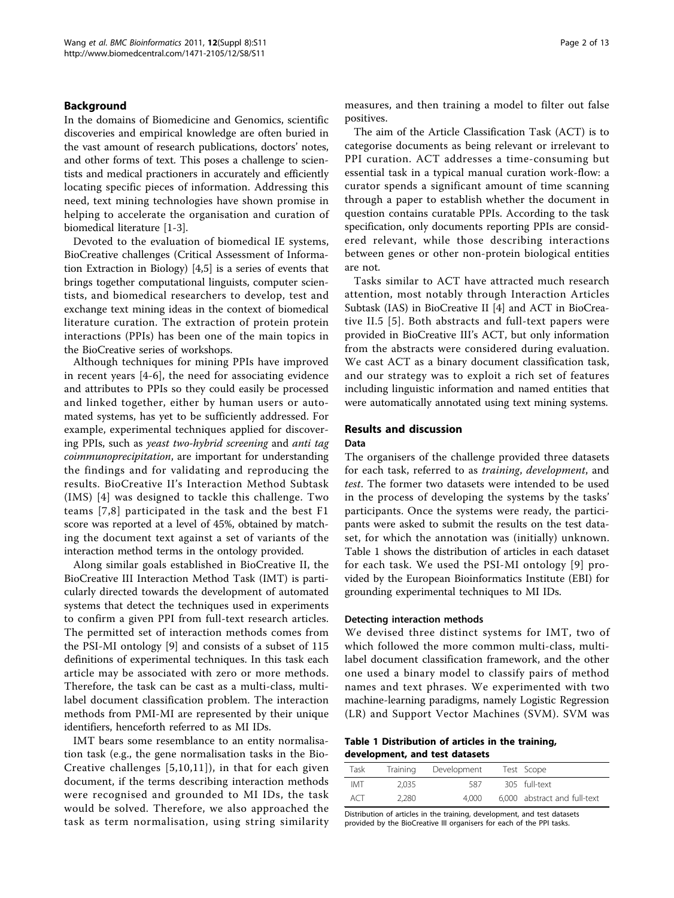## Background

In the domains of Biomedicine and Genomics, scientific discoveries and empirical knowledge are often buried in the vast amount of research publications, doctors' notes, and other forms of text. This poses a challenge to scientists and medical practioners in accurately and efficiently locating specific pieces of information. Addressing this need, text mining technologies have shown promise in helping to accelerate the organisation and curation of biomedical literature [1-3].

Devoted to the evaluation of biomedical IE systems, BioCreative challenges (Critical Assessment of Information Extraction in Biology) [4,5] is a series of events that brings together computational linguists, computer scientists, and biomedical researchers to develop, test and exchange text mining ideas in the context of biomedical literature curation. The extraction of protein protein interactions (PPIs) has been one of the main topics in the BioCreative series of workshops.

Although techniques for mining PPIs have improved in recent years [4-6], the need for associating evidence and attributes to PPIs so they could easily be processed and linked together, either by human users or automated systems, has yet to be sufficiently addressed. For example, experimental techniques applied for discovering PPIs, such as *yeast two-hybrid screening* and *anti tag coimmunoprecipitation*, are important for understanding the findings and for validating and reproducing the results. BioCreative II's Interaction Method Subtask (IMS) [4] was designed to tackle this challenge. Two teams [7,8] participated in the task and the best F1 score was reported at a level of 45%, obtained by matching the document text against a set of variants of the interaction method terms in the ontology provided.

Along similar goals established in BioCreative II, the BioCreative III Interaction Method Task (IMT) is particularly directed towards the development of automated systems that detect the techniques used in experiments to confirm a given PPI from full-text research articles. The permitted set of interaction methods comes from the PSI-MI ontology [9] and consists of a subset of 115 definitions of experimental techniques. In this task each article may be associated with zero or more methods. Therefore, the task can be cast as a multi-class, multi-label document classification problem. The interaction methods from PMI-MI are represented by their unique identifiers, henceforth referred to as MI IDs.

IMT bears some resemblance to an entity normalisation task (e.g., the gene normalisation tasks in the BioCreative challenges [5,10,11]), in that for each given document, if the terms describing interaction methods were recognised and grounded to MI IDs, the task would be solved. Therefore, we also approached the task as term normalisation, using string similarity measures, and then training a model to filter out false positives.

The aim of the Article Classification Task (ACT) is to categorise documents as being relevant or irrelevant to PPI curation. ACT addresses a time-consuming but essential task in a typical manual curation work-flow: a curator spends a significant amount of time scanning through a paper to establish whether the document in question contains curatable PPIs. According to the task specification, only documents reporting PPIs are considered relevant, while those describing interactions between genes or other non-protein biological entities are not.

Tasks similar to ACT have attracted much research attention, most notably through Interaction Articles Subtask (IAS) in BioCreative II [4] and ACT in BioCreative II.5 [5]. Both abstracts and full-text papers were provided in BioCreative III's ACT, but only information from the abstracts were considered during evaluation. We cast ACT as a binary document classification task, and our strategy was to exploit a rich set of features including linguistic information and named entities that were automatically annotated using text mining systems.

## Results and discussion

### Data

The organisers of the challenge provided three datasets for each task, referred to as *training*, *development*, and *test*. The former two datasets were intended to be used in the process of developing the systems by the tasks' participants. Once the systems were ready, the participants were asked to submit the results on the test dataset, for which the annotation was (initially) unknown. Table 1 shows the distribution of articles in each dataset for each task. We used the PSI-MI ontology [9] provided by the European Bioinformatics Institute (EBI) for grounding experimental techniques to MI IDs.

**Table 1 Distribution of articles in the training, development, and test datasets**

| Task | Training | Development | Test | Scope |
|---|---|---|---|---|
| IMT | 2,035 | 587 | 305 | full-text |
| ACT | 2,280 | 4,000 | 6,000 | abstract and full-text |

Distribution of articles in the training, development, and test datasets provided by the BioCreative III organisers for each of the PPI tasks.

### Detecting interaction methods

We devised three distinct systems for IMT, two of which followed the more common multi-class, multi-label document classification framework, and the other one used a binary model to classify pairs of method names and text phrases. We experimented with two machine-learning paradigms, namely Logistic Regression (LR) and Support Vector Machines (SVM). SVM was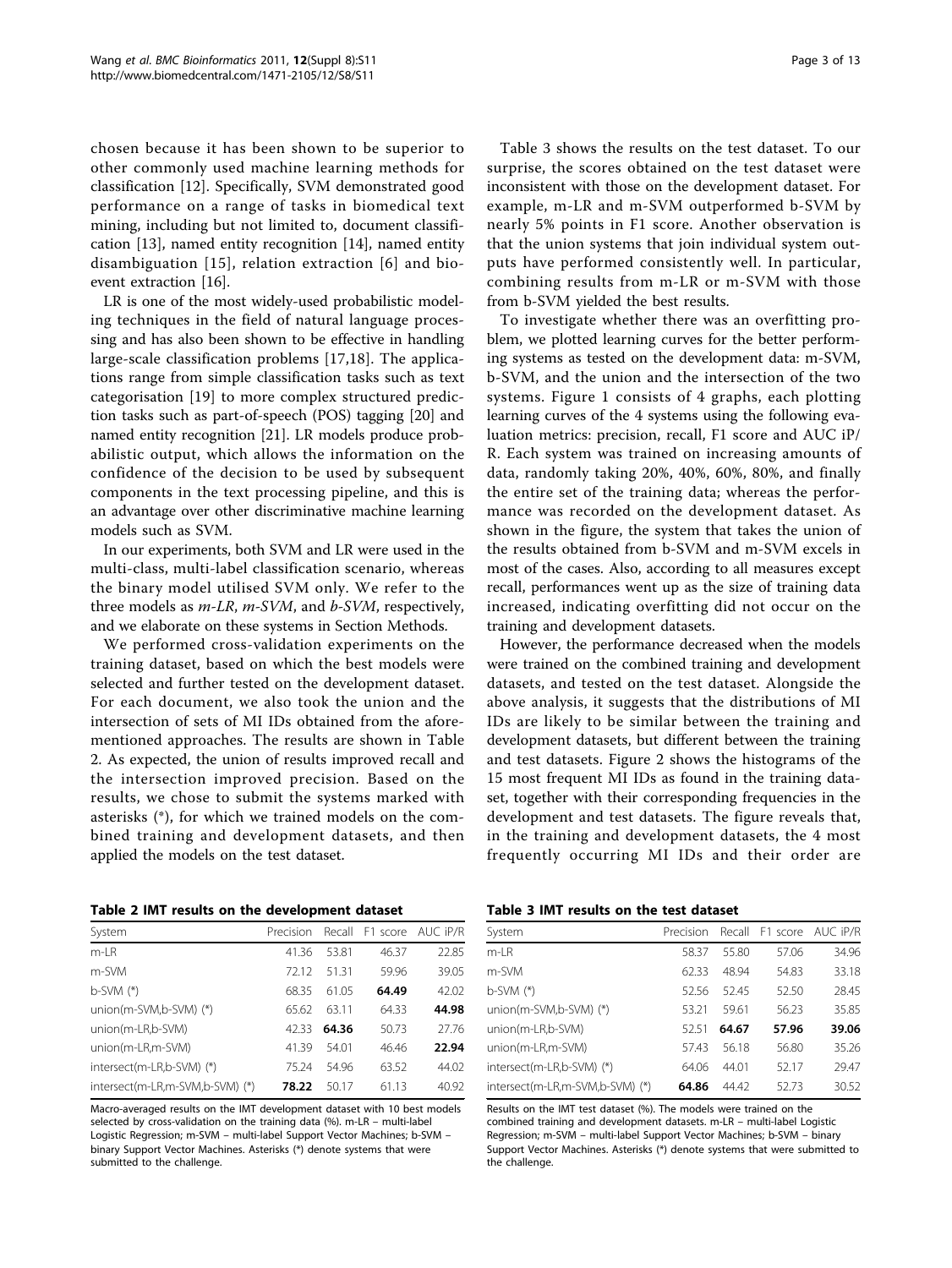chosen because it has been shown to be superior to other commonly used machine learning methods for classification [12]. Specifically, SVM demonstrated good performance on a range of tasks in biomedical text mining, including but not limited to, document classification [13], named entity recognition [14], named entity disambiguation [15], relation extraction [6] and bio-event extraction [16].

LR is one of the most widely-used probabilistic modelling techniques in the field of natural language processing and has also been shown to be effective in handling large-scale classification problems [17,18]. The applications range from simple classification tasks such as text categorisation [19] to more complex structured prediction tasks such as part-of-speech (POS) tagging [20] and named entity recognition [21]. LR models produce probabilistic output, which allows the information on the confidence of the decision to be used by subsequent components in the text processing pipeline, and this is an advantage over other discriminative machine learning models such as SVM.

In our experiments, both SVM and LR were used in the multi-class, multi-label classification scenario, whereas the binary model utilised SVM only. We refer to the three models as *m-LR*, *m-SVM*, and *b-SVM*, respectively, and we elaborate on these systems in Section Methods.

We performed cross-validation experiments on the training dataset, based on which the best models were selected and further tested on the development dataset. For each document, we also took the union and the intersection of sets of MI IDs obtained from the aforementioned approaches. The results are shown in Table 2. As expected, the union of results improved recall and the intersection improved precision. Based on the results, we chose to submit the systems marked with asterisks (*), for which we trained models on the combined training and development datasets, and then applied the models on the test dataset.

**Table 2 IMT results on the development dataset**

| System | Precision | Recall | F1 score | AUC iP/R |
|---|---|---|---|---|
| m-LR | 41.36 | 53.81 | 46.37 | 22.85 |
| m-SVM | 72.12 | 51.31 | 59.96 | 39.05 |
| b-SVM (*) | 68.35 | 61.05 | **64.49** | 42.02 |
| union(m-SVM,b-SVM) (*) | 65.62 | 63.11 | 64.33 | **44.98** |
| union(m-LR,b-SVM) | 42.33 | **64.36** | 50.73 | 27.76 |
| union(m-LR,m-SVM) | 41.39 | 54.01 | 46.46 | **22.94** |
| intersect(m-LR,b-SVM) (*) | 75.24 | 54.96 | 63.52 | 44.02 |
| intersect(m-LR,m-SVM,b-SVM) (*) | **78.22** | 50.17 | 61.13 | 40.92 |

Macro-averaged results on the IMT development dataset with 10 best models selected by cross-validation on the training data (%). m-LR – multi-label Logistic Regression; m-SVM – multi-label Support Vector Machines; b-SVM – binary Support Vector Machines. Asterisks (*) denote systems that were submitted to the challenge.

Table 3 shows the results on the test dataset. To our surprise, the scores obtained on the test dataset were inconsistent with those on the development dataset. For example, m-LR and m-SVM outperformed b-SVM by nearly 5% points in F1 score. Another observation is that the union systems that join individual system outputs have performed consistently well. In particular, combining results from m-LR or m-SVM with those from b-SVM yielded the best results.

To investigate whether there was an overfitting problem, we plotted learning curves for the better performing systems as tested on the development data: m-SVM, b-SVM, and the union and the intersection of the two systems. Figure 1 consists of 4 graphs, each plotting learning curves of the 4 systems using the following evaluation metrics: precision, recall, F1 score and AUC iP/R. Each system was trained on increasing amounts of data, randomly taking 20%, 40%, 60%, 80%, and finally the entire set of the training data; whereas the performance was recorded on the development dataset. As shown in the figure, the system that takes the union of the results obtained from b-SVM and m-SVM excels in most of the cases. Also, according to all measures except recall, performances went up as the size of training data increased, indicating overfitting did not occur on the training and development datasets.

However, the performance decreased when the models were trained on the combined training and development datasets, and tested on the test dataset. Alongside the above analysis, it suggests that the distributions of MI IDs are likely to be similar between the training and development datasets, but different between the training and test datasets. Figure 2 shows the histograms of the 15 most frequent MI IDs as found in the training dataset, together with their corresponding frequencies in the development and test datasets. The figure reveals that, in the training and development datasets, the 4 most frequently occurring MI IDs and their order are

**Table 3 IMT results on the test dataset**

| System | Precision | Recall | F1 score | AUC iP/R |
|---|---|---|---|---|
| m-LR | 58.37 | 55.80 | 57.06 | 34.96 |
| m-SVM | 62.33 | 48.94 | 54.83 | 33.18 |
| b-SVM (*) | 52.56 | 52.45 | 52.50 | 28.45 |
| union(m-SVM,b-SVM) (*) | 53.21 | 59.61 | 56.23 | 35.85 |
| union(m-LR,b-SVM) | 52.51 | **64.67** | **57.96** | **39.06** |
| union(m-LR,m-SVM) | 57.43 | 56.18 | 56.80 | 35.26 |
| intersect(m-LR,b-SVM) (*) | 64.06 | 44.01 | 52.17 | 29.47 |
| intersect(m-LR,m-SVM,b-SVM) (*) | **64.86** | 44.42 | 52.73 | 30.52 |

Results on the IMT test dataset (%). The models were trained on the combined training and development datasets. m-LR – multi-label Logistic Regression; m-SVM – multi-label Support Vector Machines; b-SVM – binary Support Vector Machines. Asterisks (*) denote systems that were submitted to the challenge.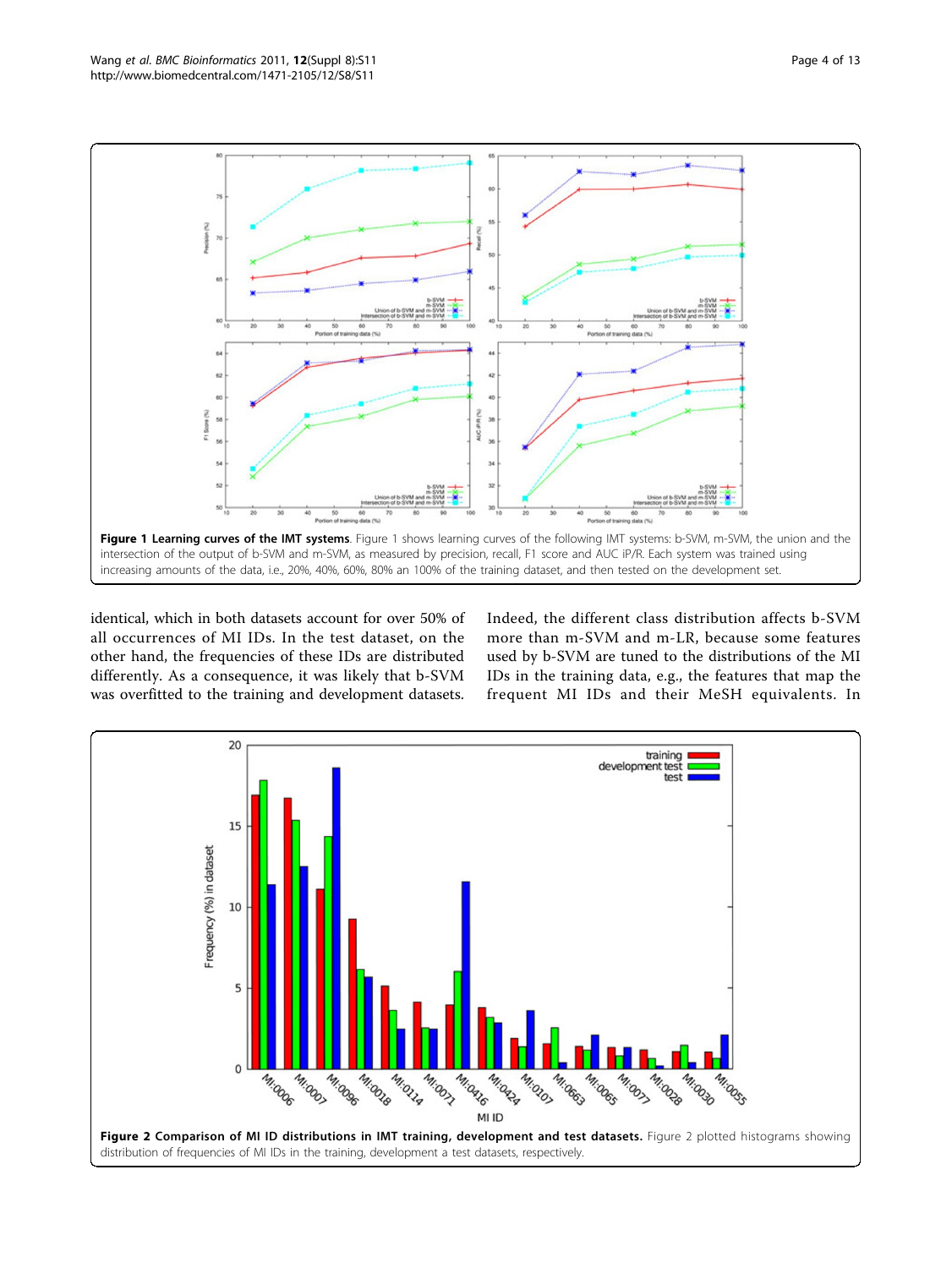**Figure 1 Learning curves of the IMT systems**. Figure 1 shows learning curves of the following IMT systems: b-SVM, m-SVM, the union and the intersection of the output of b-SVM and m-SVM, as measured by precision, recall, F1 score and AUC iP/R. Each system was trained using increasing amounts of the data, i.e., 20%, 40%, 60%, 80% an 100% of the training dataset, and then tested on the development set.

identical, which in both datasets account for over 50% of all occurrences of MI IDs. In the test dataset, on the other hand, the frequencies of these IDs are distributed differently. As a consequence, it was likely that b-SVM was overfitted to the training and development datasets. Indeed, the different class distribution affects b-SVM more than m-SVM and m-LR, because some features used by b-SVM are tuned to the distributions of the MI IDs in the training data, e.g., the features that map the frequent MI IDs and their MeSH equivalents. In

**Figure 2 Comparison of MI ID distributions in IMT training, development and test datasets.** Figure 2 plotted histograms showing distribution of frequencies of MI IDs in the training, development a test datasets, respectively.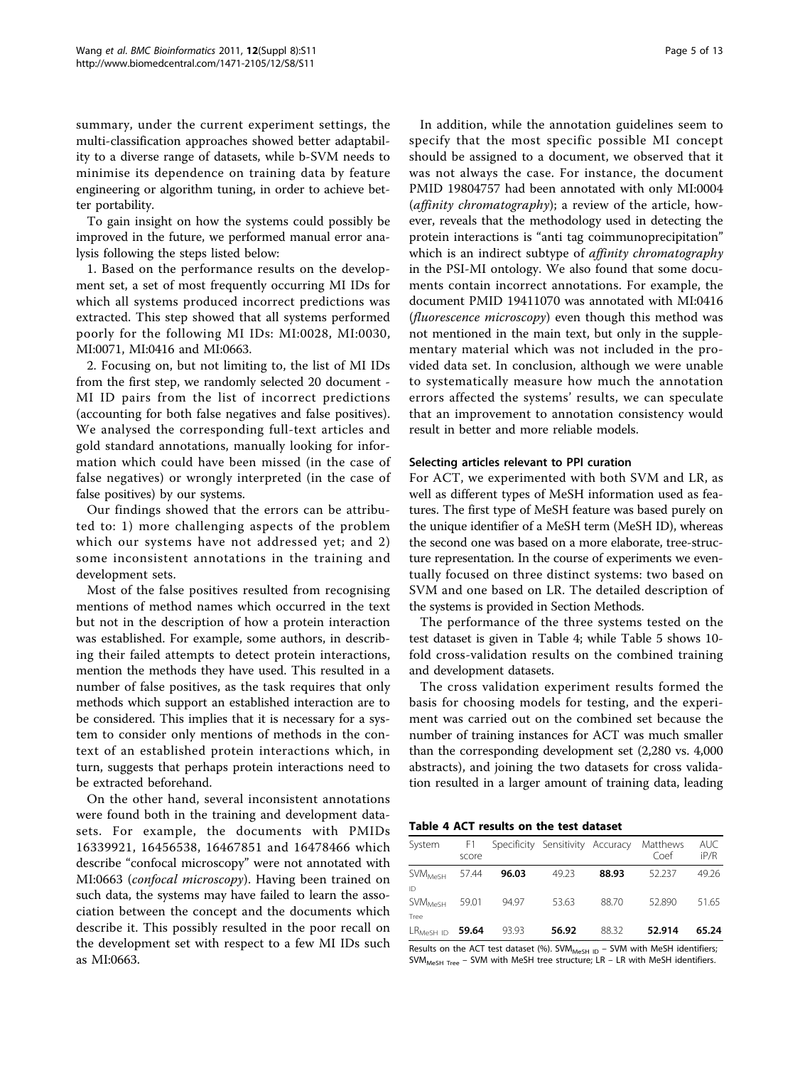summary, under the current experiment settings, the multi-classification approaches showed better adaptability to a diverse range of datasets, while b-SVM needs to minimise its dependence on training data by feature engineering or algorithm tuning, in order to achieve better portability.

To gain insight on how the systems could possibly be improved in the future, we performed manual error analysis following the steps listed below:

1. Based on the performance results on the development set, a set of most frequently occurring MI IDs for which all systems produced incorrect predictions was extracted. This step showed that all systems performed poorly for the following MI IDs: MI:0028, MI:0030, MI:0071, MI:0416 and MI:0663.

2. Focusing on, but not limiting to, the list of MI IDs from the first step, we randomly selected 20 document - MI ID pairs from the list of incorrect predictions (accounting for both false negatives and false positives). We analysed the corresponding full-text articles and gold standard annotations, manually looking for information which could have been missed (in the case of false negatives) or wrongly interpreted (in the case of false positives) by our systems.

Our findings showed that the errors can be attributed to: 1) more challenging aspects of the problem which our systems have not addressed yet; and 2) some inconsistent annotations in the training and development sets.

Most of the false positives resulted from recognising mentions of method names which occurred in the text but not in the description of how a protein interaction was established. For example, some authors, in describing their failed attempts to detect protein interactions, mention the methods they have used. This resulted in a number of false positives, as the task requires that only methods which support an established interaction are to be considered. This implies that it is necessary for a system to consider only mentions of methods in the context of an established protein interactions which, in turn, suggests that perhaps protein interactions need to be extracted beforehand.

On the other hand, several inconsistent annotations were found both in the training and development datasets. For example, the documents with PMIDs 16339921, 16456538, 16467851 and 16478466 which describe "confocal microscopy" were not annotated with MI:0663 (*confocal microscopy*). Having been trained on such data, the systems may have failed to learn the association between the concept and the documents which describe it. This possibly resulted in the poor recall on the development set with respect to a few MI IDs such as MI:0663.

In addition, while the annotation guidelines seem to specify that the most specific possible MI concept should be assigned to a document, we observed that it was not always the case. For instance, the document PMID 19804757 had been annotated with only MI:0004 (*affinity chromatography*); a review of the article, however, reveals that the methodology used in detecting the protein interactions is "anti tag coimmunoprecipitation" which is an indirect subtype of *affinity chromatography* in the PSI-MI ontology. We also found that some documents contain incorrect annotations. For example, the document PMID 19411070 was annotated with MI:0416 (*fluorescence microscopy*) even though this method was not mentioned in the main text, but only in the supplementary material which was not included in the provided data set. In conclusion, although we were unable to systematically measure how much the annotation errors affected the systems' results, we can speculate that an improvement to annotation consistency would result in better and more reliable models.

### Selecting articles relevant to PPI curation

For ACT, we experimented with both SVM and LR, as well as different types of MeSH information used as features. The first type of MeSH feature was based purely on the unique identifier of a MeSH term (MeSH ID), whereas the second one was based on a more elaborate, tree-structure representation. In the course of experiments we eventually focused on three distinct systems: two based on SVM and one based on LR. The detailed description of the systems is provided in Section Methods.

The performance of the three systems tested on the test dataset is given in Table 4; while Table 5 shows 10-fold cross-validation results on the combined training and development datasets.

The cross validation experiment results formed the basis for choosing models for testing, and the experiment was carried out on the combined set because the number of training instances for ACT was much smaller than the corresponding development set (2,280 vs. 4,000 abstracts), and joining the two datasets for cross validation resulted in a larger amount of training data, leading

**Table 4 ACT results on the test dataset**

| System | F1 score | Specificity | Sensitivity | Accuracy | Matthews Coef | AUC iP/R |
|---|---|---|---|---|---|---|
| $SVM_{MeSH\ ID}$ | 57.44 | **96.03** | 49.23 | **88.93** | 52.237 | 49.26 |
| $SVM_{MeSH\ Tree}$ | 59.01 | 94.97 | 53.63 | 88.70 | 52.890 | 51.65 |
| $LR_{MeSH\ ID}$ | **59.64** | 93.93 | **56.92** | 88.32 | **52.914** | **65.24** |

Results on the ACT test dataset (%). $SVM_{MeSH\ ID}$ – SVM with MeSH identifiers; $SVM_{MeSH\ Tree}$ – SVM with MeSH tree structure; LR – LR with MeSH identifiers.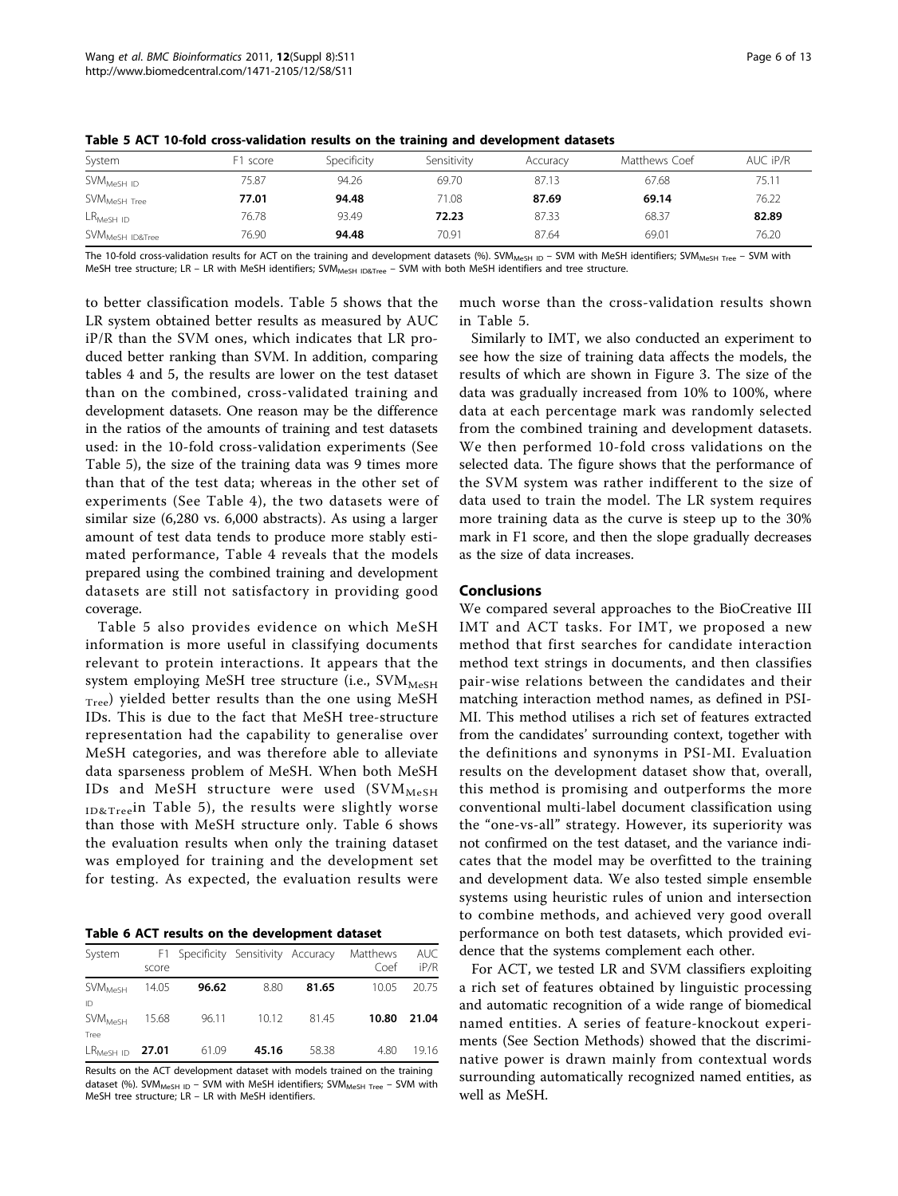**Table 5 ACT 10-fold cross-validation results on the training and development datasets**

| System | F1 score | Specificity | Sensitivity | Accuracy | Matthews Coef | AUC iP/R |
|---|---|---|---|---|---|---|
| $SVM_{MeSH\ ID}$ | 75.87 | 94.26 | 69.70 | 87.13 | 67.68 | 75.11 |
| $SVM_{MeSH\ Tree}$ | **77.01** | **94.48** | 71.08 | **87.69** | **69.14** | 76.22 |
| $LR_{MeSH\ ID}$ | 76.78 | 93.49 | **72.23** | 87.33 | 68.37 | **82.89** |
| $SVM_{MeSH\ ID\&Tree}$ | 76.90 | **94.48** | 70.91 | 87.64 | 69.01 | 76.20 |

The 10-fold cross-validation results for ACT on the training and development datasets (%). $SVM_{MeSH\ ID}$ – SVM with MeSH identifiers; $SVM_{MeSH\ Tree}$ – SVM with MeSH tree structure; LR – LR with MeSH identifiers; $SVM_{MeSH\ ID\&Tree}$ – SVM with both MeSH identifiers and tree structure.

to better classification models. Table 5 shows that the LR system obtained better results as measured by AUC iP/R than the SVM ones, which indicates that LR produced better ranking than SVM. In addition, comparing tables 4 and 5, the results are lower on the test dataset than on the combined, cross-validated training and development datasets. One reason may be the difference in the ratios of the amounts of training and test datasets used: in the 10-fold cross-validation experiments (See Table 5), the size of the training data was 9 times more than that of the test data; whereas in the other set of experiments (See Table 4), the two datasets were of similar size (6,280 vs. 6,000 abstracts). As using a larger amount of test data tends to produce more stably estimated performance, Table 4 reveals that the models prepared using the combined training and development datasets are still not satisfactory in providing good coverage.

Table 5 also provides evidence on which MeSH information is more useful in classifying documents relevant to protein interactions. It appears that the system employing MeSH tree structure (i.e., $SVM_{MeSH\ Tree}$) yielded better results than the one using MeSH IDs. This is due to the fact that MeSH tree-structure representation had the capability to generalise over MeSH categories, and was therefore able to alleviate data sparseness problem of MeSH. When both MeSH IDs and MeSH structure were used ($SVM_{MeSH\ ID\&Tree}$in Table 5), the results were slightly worse than those with MeSH structure only. Table 6 shows the evaluation results when only the training dataset was employed for training and the development set for testing. As expected, the evaluation results were much worse than the cross-validation results shown in Table 5.

**Table 6 ACT results on the development dataset**

| System | F1 score | Specificity | Sensitivity | Accuracy | Matthews Coef | AUC iP/R |
|---|---|---|---|---|---|---|
| $SVM_{MeSH\ ID}$ | 14.05 | **96.62** | 8.80 | **81.65** | 10.05 | 20.75 |
| $SVM_{MeSH\ Tree}$ | 15.68 | 96.11 | 10.12 | 81.45 | **10.80** | **21.04** |
| $LR_{MeSH\ ID}$ | **27.01** | 61.09 | **45.16** | 58.38 | 4.80 | 19.16 |

Results on the ACT development dataset with models trained on the training dataset (%). $SVM_{MeSH\ ID}$ – SVM with MeSH identifiers; $SVM_{MeSH\ Tree}$ – SVM with MeSH tree structure; LR – LR with MeSH identifiers.

Similarly to IMT, we also conducted an experiment to see how the size of training data affects the models, the results of which are shown in Figure 3. The size of the data was gradually increased from 10% to 100%, where data at each percentage mark was randomly selected from the combined training and development datasets. We then performed 10-fold cross validations on the selected data. The figure shows that the performance of the SVM system was rather indifferent to the size of data used to train the model. The LR system requires more training data as the curve is steep up to the 30% mark in F1 score, and then the slope gradually decreases as the size of data increases.

## Conclusions

We compared several approaches to the BioCreative III IMT and ACT tasks. For IMT, we proposed a new method that first searches for candidate interaction method text strings in documents, and then classifies pair-wise relations between the candidates and their matching interaction method names, as defined in PSI-MI. This method utilises a rich set of features extracted from the candidates' surrounding context, together with the definitions and synonyms in PSI-MI. Evaluation results on the development dataset show that, overall, this method is promising and outperforms the more conventional multi-label document classification using the "one-vs-all" strategy. However, its superiority was not confirmed on the test dataset, and the variance indicates that the model may be overfitted to the training and development data. We also tested simple ensemble systems using heuristic rules of union and intersection to combine methods, and achieved very good overall performance on both test datasets, which provided evidence that the systems complement each other.

For ACT, we tested LR and SVM classifiers exploiting a rich set of features obtained by linguistic processing and automatic recognition of a wide range of biomedical named entities. A series of feature-knockout experiments (See Section Methods) showed that the discriminative power is drawn mainly from contextual words surrounding automatically recognized named entities, as well as MeSH.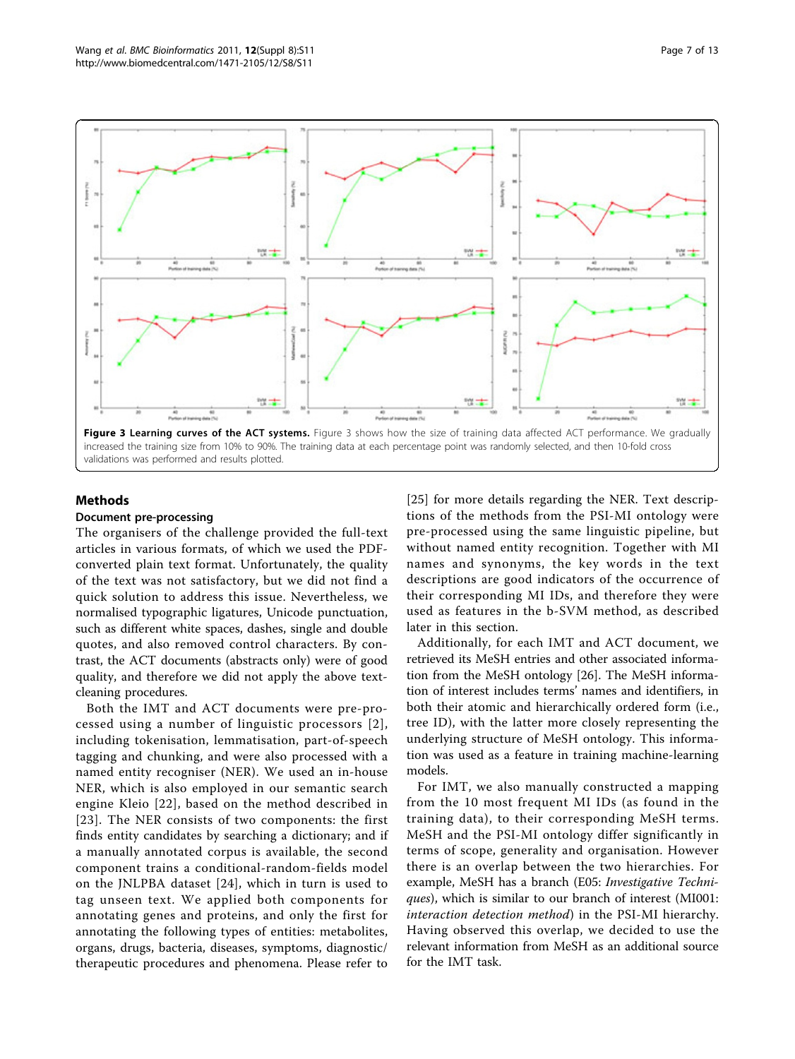**Figure 3 Learning curves of the ACT systems.** Figure 3 shows how the size of training data affected ACT performance. We gradually increased the training size from 10% to 90%. The training data at each percentage point was randomly selected, and then 10-fold cross validations was performed and results plotted.

## Methods

### Document pre-processing

The organisers of the challenge provided the full-text articles in various formats, of which we used the PDF-converted plain text format. Unfortunately, the quality of the text was not satisfactory, but we did not find a quick solution to address this issue. Nevertheless, we normalised typographic ligatures, Unicode punctuation, such as different white spaces, dashes, single and double quotes, and also removed control characters. By contrast, the ACT documents (abstracts only) were of good quality, and therefore we did not apply the above text-cleaning procedures.

Both the IMT and ACT documents were pre-processed using a number of linguistic processors [2], including tokenisation, lemmatisation, part-of-speech tagging and chunking, and were also processed with a named entity recogniser (NER). We used an in-house NER, which is also employed in our semantic search engine Kleio [22], based on the method described in [23]. The NER consists of two components: the first finds entity candidates by searching a dictionary; and if a manually annotated corpus is available, the second component trains a conditional-random-fields model on the JNLPBA dataset [24], which in turn is used to tag unseen text. We applied both components for annotating genes and proteins, and only the first for annotating the following types of entities: metabolites, organs, drugs, bacteria, diseases, symptoms, diagnostic/therapeutic procedures and phenomena. Please refer to [25] for more details regarding the NER. Text descriptions of the methods from the PSI-MI ontology were pre-processed using the same linguistic pipeline, but without named entity recognition. Together with MI names and synonyms, the key words in the text descriptions are good indicators of the occurrence of their corresponding MI IDs, and therefore they were used as features in the b-SVM method, as described later in this section.

Additionally, for each IMT and ACT document, we retrieved its MeSH entries and other associated information from the MeSH ontology [26]. The MeSH information of interest includes terms' names and identifiers, in both their atomic and hierarchically ordered form (i.e., tree ID), with the latter more closely representing the underlying structure of MeSH ontology. This information was used as a feature in training machine-learning models.

For IMT, we also manually constructed a mapping from the 10 most frequent MI IDs (as found in the training data), to their corresponding MeSH terms. MeSH and the PSI-MI ontology differ significantly in terms of scope, generality and organisation. However there is an overlap between the two hierarchies. For example, MeSH has a branch (E05: *Investigative Techniques*), which is similar to our branch of interest (MI001: *interaction detection method*) in the PSI-MI hierarchy. Having observed this overlap, we decided to use the relevant information from MeSH as an additional source for the IMT task.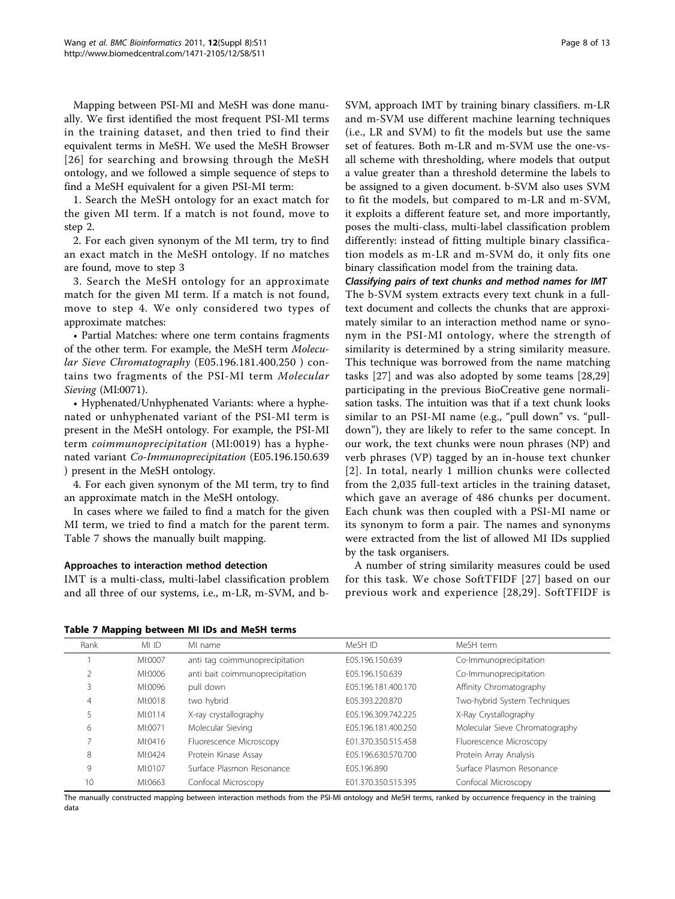Mapping between PSI-MI and MeSH was done manually. We first identified the most frequent PSI-MI terms in the training dataset, and then tried to find their equivalent terms in MeSH. We used the MeSH Browser [26] for searching and browsing through the MeSH ontology, and we followed a simple sequence of steps to find a MeSH equivalent for a given PSI-MI term:

1. Search the MeSH ontology for an exact match for the given MI term. If a match is not found, move to step 2.

2. For each given synonym of the MI term, try to find an exact match in the MeSH ontology. If no matches are found, move to step 3

3. Search the MeSH ontology for an approximate match for the given MI term. If a match is not found, move to step 4. We only considered two types of approximate matches:

• Partial Matches: where one term contains fragments of the other term. For example, the MeSH term *Molecular Sieve Chromatography* (E05.196.181.400.250 ) contains two fragments of the PSI-MI term *Molecular Sieving* (MI:0071).

• Hyphenated/Unhyphenated Variants: where a hyphenated or unhyphenated variant of the PSI-MI term is present in the MeSH ontology. For example, the PSI-MI term *coimmunoprecipitation* (MI:0019) has a hyphenated variant *Co-Immunoprecipitation* (E05.196.150.639 ) present in the MeSH ontology.

4. For each given synonym of the MI term, try to find an approximate match in the MeSH ontology.

In cases where we failed to find a match for the given MI term, we tried to find a match for the parent term. Table 7 shows the manually built mapping.

### Approaches to interaction method detection

IMT is a multi-class, multi-label classification problem and all three of our systems, i.e., m-LR, m-SVM, and b-SVM, approach IMT by training binary classifiers. m-LR and m-SVM use different machine learning techniques (i.e., LR and SVM) to fit the models but use the same set of features. Both m-LR and m-SVM use the one-vs-all scheme with thresholding, where models that output a value greater than a threshold determine the labels to be assigned to a given document. b-SVM also uses SVM to fit the models, but compared to m-LR and m-SVM, it exploits a different feature set, and more importantly, poses the multi-class, multi-label classification problem differently: instead of fitting multiple binary classification models as m-LR and m-SVM do, it only fits one binary classification model from the training data.

#### *Classifying pairs of text chunks and method names for IMT*

The b-SVM system extracts every text chunk in a full-text document and collects the chunks that are approximately similar to an interaction method name or synonym in the PSI-MI ontology, where the strength of similarity is determined by a string similarity measure. This technique was borrowed from the name matching tasks [27] and was also adopted by some teams [28,29] participating in the previous BioCreative gene normalisation tasks. The intuition was that if a text chunk looks similar to an PSI-MI name (e.g., "pull down" vs. "pull-down"), they are likely to refer to the same concept. In our work, the text chunks were noun phrases (NP) and verb phrases (VP) tagged by an in-house text chunker [2]. In total, nearly 1 million chunks were collected from the 2,035 full-text articles in the training dataset, which gave an average of 486 chunks per document. Each chunk was then coupled with a PSI-MI name or its synonym to form a pair. The names and synonyms were extracted from the list of allowed MI IDs supplied by the task organisers.

A number of string similarity measures could be used for this task. We chose SoftTFIDF [27] based on our previous work and experience [28,29]. SoftTFIDF is

**Table 7 Mapping between MI IDs and MeSH terms**

| Rank | MI ID | MI name | MeSH ID | MeSH term |
|---|---|---|---|---|
| 1 | MI:0007 | anti tag coimmunoprecipitation | E05.196.150.639 | Co-Immunoprecipitation |
| 2 | MI:0006 | anti bait coimmunoprecipitation | E05.196.150.639 | Co-Immunoprecipitation |
| 3 | MI:0096 | pull down | E05.196.181.400.170 | Affinity Chromatography |
| 4 | MI:0018 | two hybrid | E05.393.220.870 | Two-hybrid System Techniques |
| 5 | MI:0114 | X-ray crystallography | E05.196.309.742.225 | X-Ray Crystallography |
| 6 | MI:0071 | Molecular Sieving | E05.196.181.400.250 | Molecular Sieve Chromatography |
| 7 | MI:0416 | Fluorescence Microscopy | E01.370.350.515.458 | Fluorescence Microscopy |
| 8 | MI:0424 | Protein Kinase Assay | E05.196.630.570.700 | Protein Array Analysis |
| 9 | MI:0107 | Surface Plasmon Resonance | E05.196.890 | Surface Plasmon Resonance |
| 10 | MI:0663 | Confocal Microscopy | E01.370.350.515.395 | Confocal Microscopy |

The manually constructed mapping between interaction methods from the PSI-MI ontology and MeSH terms, ranked by occurrence frequency in the training data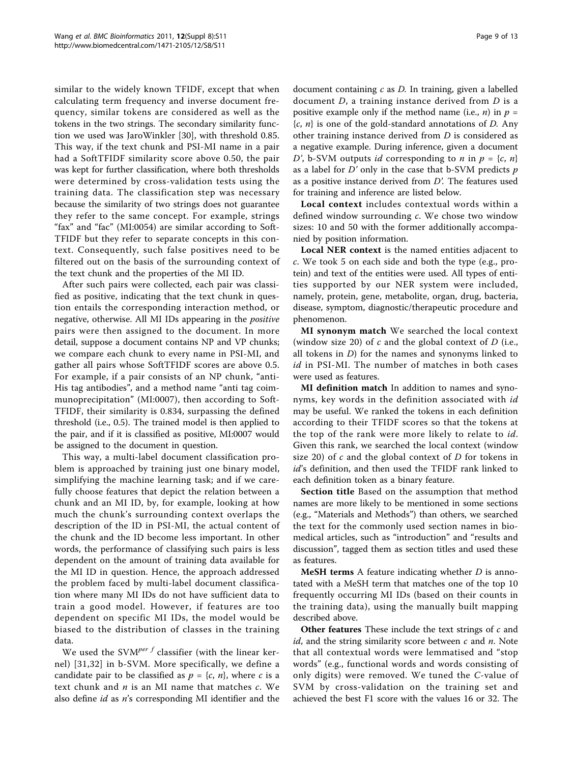similar to the widely known TFIDF, except that when calculating term frequency and inverse document frequency, similar tokens are considered as well as the tokens in the two strings. The secondary similarity function we used was JaroWinkler [30], with threshold 0.85. This way, if the text chunk and PSI-MI name in a pair had a SoftTFIDF similarity score above 0.50, the pair was kept for further classification, where both thresholds were determined by cross-validation tests using the training data. The classification step was necessary because the similarity of two strings does not guarantee they refer to the same concept. For example, strings "fax" and "fac" (MI:0054) are similar according to SoftTFIDF but they refer to separate concepts in this context. Consequently, such false positives need to be filtered out on the basis of the surrounding context of the text chunk and the properties of the MI ID.

After such pairs were collected, each pair was classified as positive, indicating that the text chunk in question entails the corresponding interaction method, or negative, otherwise. All MI IDs appearing in the *positive* pairs were then assigned to the document. In more detail, suppose a document contains NP and VP chunks; we compare each chunk to every name in PSI-MI, and gather all pairs whose SoftTFIDF scores are above 0.5. For example, if a pair consists of an NP chunk, "anti-His tag antibodies", and a method name "anti tag coimmunoprecipitation" (MI:0007), then according to SoftTFIDF, their similarity is 0.834, surpassing the defined threshold (i.e., 0.5). The trained model is then applied to the pair, and if it is classified as positive, MI:0007 would be assigned to the document in question.

This way, a multi-label document classification problem is approached by training just one binary model, simplifying the machine learning task; and if we carefully choose features that depict the relation between a chunk and an MI ID, by, for example, looking at how much the chunk's surrounding context overlaps the description of the ID in PSI-MI, the actual content of the chunk and the ID become less important. In other words, the performance of classifying such pairs is less dependent on the amount of training data available for the MI ID in question. Hence, the approach addressed the problem faced by multi-label document classification where many MI IDs do not have sufficient data to train a good model. However, if features are too dependent on specific MI IDs, the model would be biased to the distribution of classes in the training data.

We used the $SVM^{perf}$ classifier (with the linear kernel) [31,32] in b-SVM. More specifically, we define a candidate pair to be classified as $p = \{c, n\}$, where $c$ is a text chunk and $n$ is an MI name that matches $c$. We also define $id$ as $n$'s corresponding MI identifier and the document containing $c$ as $D$. In training, given a labelled document $D$, a training instance derived from $D$ is a positive example only if the method name (i.e., $n$) in $p = \{c, n\}$ is one of the gold-standard annotations of $D$. Any other training instance derived from $D$ is considered as a negative example. During inference, given a document $D'$, b-SVM outputs $id$ corresponding to $n$ in $p = \{c, n\}$ as a label for $D'$ only in the case that b-SVM predicts $p$ as a positive instance derived from $D'$. The features used for training and inference are listed below.

**Local context** includes contextual words within a defined window surrounding $c$. We chose two window sizes: 10 and 50 with the former additionally accompanied by position information.

**Local NER context** is the named entities adjacent to $c$. We took 5 on each side and both the type (e.g., protein) and text of the entities were used. All types of entities supported by our NER system were included, namely, protein, gene, metabolite, organ, drug, bacteria, disease, symptom, diagnostic/therapeutic procedure and phenomenon.

**MI synonym match** We searched the local context (window size 20) of $c$ and the global context of $D$ (i.e., all tokens in $D$) for the names and synonyms linked to $id$ in PSI-MI. The number of matches in both cases were used as features.

**MI definition match** In addition to names and synonyms, key words in the definition associated with $id$ may be useful. We ranked the tokens in each definition according to their TFIDF scores so that the tokens at the top of the rank were more likely to relate to $id$. Given this rank, we searched the local context (window size 20) of $c$ and the global context of $D$ for tokens in $id$'s definition, and then used the TFIDF rank linked to each definition token as a binary feature.

**Section title** Based on the assumption that method names are more likely to be mentioned in some sections (e.g., "Materials and Methods") than others, we searched the text for the commonly used section names in biomedical articles, such as "introduction" and "results and discussion", tagged them as section titles and used these as features.

**MeSH terms** A feature indicating whether $D$ is annotated with a MeSH term that matches one of the top 10 frequently occurring MI IDs (based on their counts in the training data), using the manually built mapping described above.

**Other features** These include the text strings of $c$ and $id$, and the string similarity score between $c$ and $n$. Note that all contextual words were lemmatised and "stop words" (e.g., functional words and words consisting of only digits) were removed. We tuned the $C$-value of SVM by cross-validation on the training set and achieved the best F1 score with the values 16 or 32. The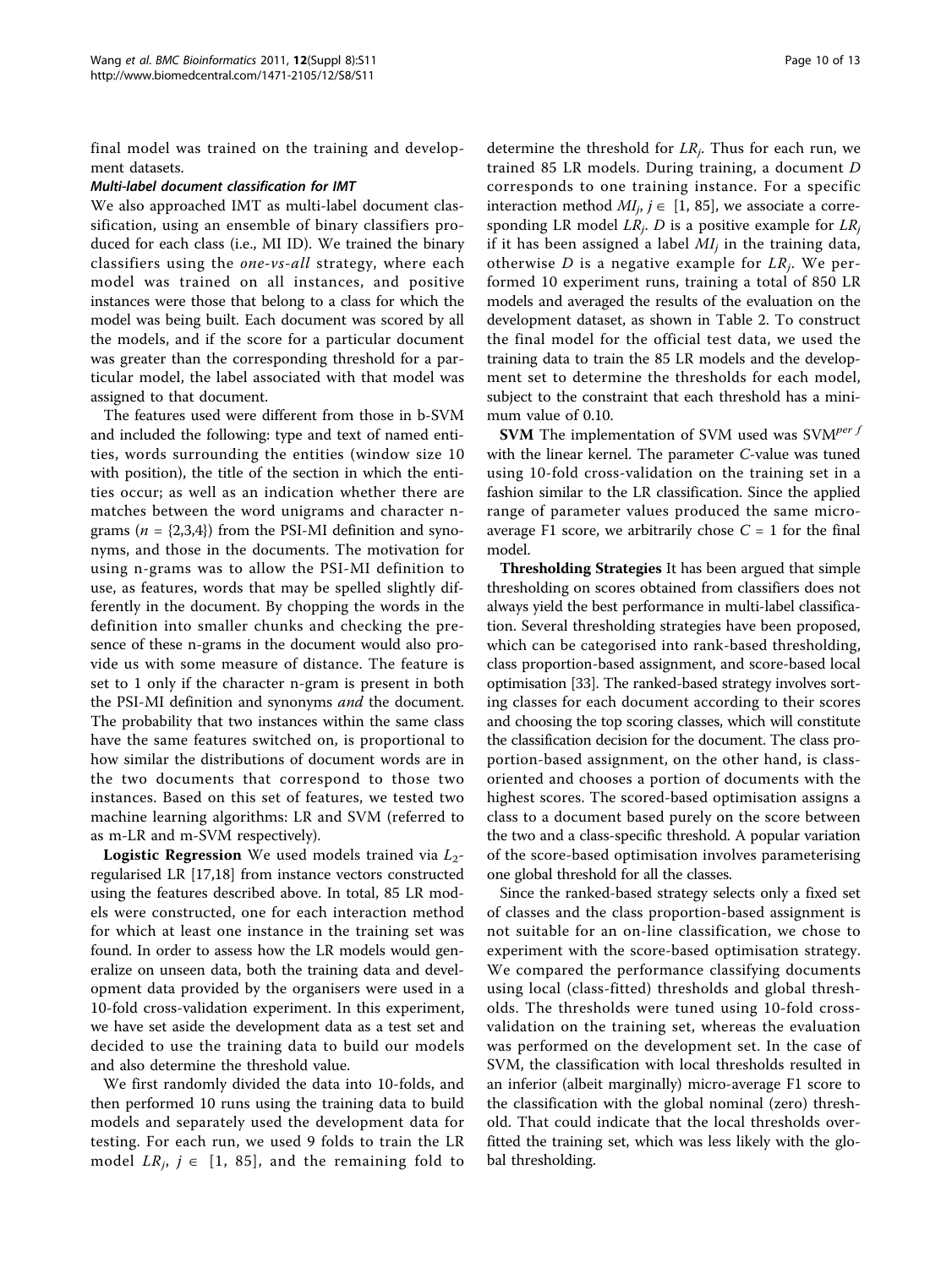final model was trained on the training and development datasets.

#### *Multi-label document classification for IMT*

We also approached IMT as multi-label document classification, using an ensemble of binary classifiers produced for each class (i.e., MI ID). We trained the binary classifiers using the *one-vs-all* strategy, where each model was trained on all instances, and positive instances were those that belong to a class for which the model was being built. Each document was scored by all the models, and if the score for a particular document was greater than the corresponding threshold for a particular model, the label associated with that model was assigned to that document.

The features used were different from those in b-SVM and included the following: type and text of named entities, words surrounding the entities (window size 10 with position), the title of the section in which the entities occur; as well as an indication whether there are matches between the word unigrams and character n-grams ($n$ = {2,3,4}) from the PSI-MI definition and synonyms, and those in the documents. The motivation for using n-grams was to allow the PSI-MI definition to use, as features, words that may be spelled slightly differently in the document. By chopping the words in the definition into smaller chunks and checking the presence of these n-grams in the document would also provide us with some measure of distance. The feature is set to 1 only if the character n-gram is present in both the PSI-MI definition and synonyms *and* the document. The probability that two instances within the same class have the same features switched on, is proportional to how similar the distributions of document words are in the two documents that correspond to those two instances. Based on this set of features, we tested two machine learning algorithms: LR and SVM (referred to as m-LR and m-SVM respectively).

**Logistic Regression** We used models trained via $L_2$-regularised LR [17,18] from instance vectors constructed using the features described above. In total, 85 LR models were constructed, one for each interaction method for which at least one instance in the training set was found. In order to assess how the LR models would generalize on unseen data, both the training data and development data provided by the organisers were used in a 10-fold cross-validation experiment. In this experiment, we have set aside the development data as a test set and decided to use the training data to build our models and also determine the threshold value.

We first randomly divided the data into 10-folds, and then performed 10 runs using the training data to build models and separately used the development data for testing. For each run, we used 9 folds to train the LR model $LR_j$, $j \in [1, 85]$, and the remaining fold to determine the threshold for $LR_j$. Thus for each run, we trained 85 LR models. During training, a document $D$ corresponds to one training instance. For a specific interaction method $MI_j$, $j \in [1, 85]$, we associate a corresponding LR model $LR_j$. $D$ is a positive example for $LR_j$ if it has been assigned a label $MI_j$ in the training data, otherwise $D$ is a negative example for $LR_j$. We performed 10 experiment runs, training a total of 850 LR models and averaged the results of the evaluation on the development dataset, as shown in Table 2. To construct the final model for the official test data, we used the training data to train the 85 LR models and the development set to determine the thresholds for each model, subject to the constraint that each threshold has a minimum value of 0.10.

**SVM** The implementation of SVM used was $SVM^{perf}$ with the linear kernel. The parameter $C$-value was tuned using 10-fold cross-validation on the training set in a fashion similar to the LR classification. Since the applied range of parameter values produced the same micro-average F1 score, we arbitrarily chose $C$ = 1 for the final model.

**Thresholding Strategies** It has been argued that simple thresholding on scores obtained from classifiers does not always yield the best performance in multi-label classification. Several thresholding strategies have been proposed, which can be categorised into rank-based thresholding, class proportion-based assignment, and score-based local optimisation [33]. The ranked-based strategy involves sorting classes for each document according to their scores and choosing the top scoring classes, which will constitute the classification decision for the document. The class proportion-based assignment, on the other hand, is class-oriented and chooses a portion of documents with the highest scores. The scored-based optimisation assigns a class to a document based purely on the score between the two and a class-specific threshold. A popular variation of the score-based optimisation involves parameterising one global threshold for all the classes.

Since the ranked-based strategy selects only a fixed set of classes and the class proportion-based assignment is not suitable for an on-line classification, we chose to experiment with the score-based optimisation strategy. We compared the performance classifying documents using local (class-fitted) thresholds and global thresholds. The thresholds were tuned using 10-fold cross-validation on the training set, whereas the evaluation was performed on the development set. In the case of SVM, the classification with local thresholds resulted in an inferior (albeit marginally) micro-average F1 score to the classification with the global nominal (zero) threshold. That could indicate that the local thresholds overfitted the training set, which was less likely with the global thresholding.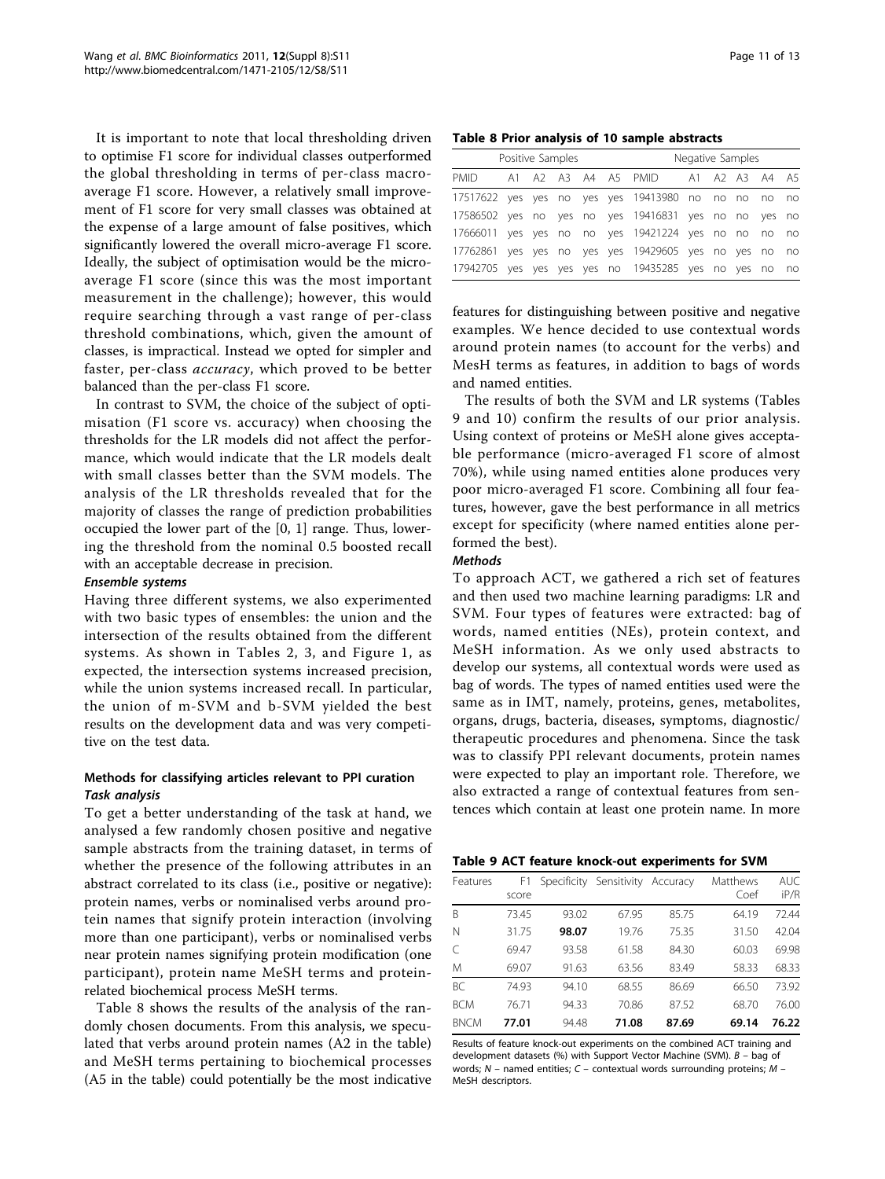It is important to note that local thresholding driven to optimise F1 score for individual classes outperformed the global thresholding in terms of per-class macro-average F1 score. However, a relatively small improvement of F1 score for very small classes was obtained at the expense of a large amount of false positives, which significantly lowered the overall micro-average F1 score. Ideally, the subject of optimisation would be the micro-average F1 score (since this was the most important measurement in the challenge); however, this would require searching through a vast range of per-class threshold combinations, which, given the amount of classes, is impractical. Instead we opted for simpler and faster, per-class *accuracy*, which proved to be better balanced than the per-class F1 score.

In contrast to SVM, the choice of the subject of optimisation (F1 score vs. accuracy) when choosing the thresholds for the LR models did not affect the performance, which would indicate that the LR models dealt with small classes better than the SVM models. The analysis of the LR thresholds revealed that for the majority of classes the range of prediction probabilities occupied the lower part of the [0, 1] range. Thus, lowering the threshold from the nominal 0.5 boosted recall with an acceptable decrease in precision.

#### Ensemble systems

Having three different systems, we also experimented with two basic types of ensembles: the union and the intersection of the results obtained from the different systems. As shown in Tables 2, 3, and Figure 1, as expected, the intersection systems increased precision, while the union systems increased recall. In particular, the union of m-SVM and b-SVM yielded the best results on the development data and was very competitive on the test data.

### Methods for classifying articles relevant to PPI curation

#### Task analysis

To get a better understanding of the task at hand, we analysed a few randomly chosen positive and negative sample abstracts from the training dataset, in terms of whether the presence of the following attributes in an abstract correlated to its class (i.e., positive or negative): protein names, verbs or nominalised verbs around protein names that signify protein interaction (involving more than one participant), verbs or nominalised verbs near protein names signifying protein modification (one participant), protein name MeSH terms and protein-related biochemical process MeSH terms.

Table 8 shows the results of the analysis of the randomly chosen documents. From this analysis, we speculated that verbs around protein names (A2 in the table) and MeSH terms pertaining to biochemical processes (A5 in the table) could potentially be the most indicative features for distinguishing between positive and negative examples. We hence decided to use contextual words around protein names (to account for the verbs) and MesH terms as features, in addition to bags of words and named entities.

**Table 8 Prior analysis of 10 sample abstracts**

| Positive Samples | | | | | | Negative Samples | | | | | |
|---|---|---|---|---|---|---|---|---|---|---|---|
| PMID | A1 | A2 | A3 | A4 | A5 | PMID | A1 | A2 | A3 | A4 | A5 |
| 17517622 | yes | yes | no | yes | yes | 19413980 | no | no | no | no | no |
| 17586502 | yes | no | yes | no | yes | 19416831 | yes | no | no | yes | no |
| 17666011 | yes | yes | no | no | yes | 19421224 | yes | no | no | no | no |
| 17762861 | yes | yes | no | yes | yes | 19429605 | yes | no | yes | no | no |
| 17942705 | yes | yes | yes | yes | no | 19435285 | yes | no | yes | no | no |

The results of both the SVM and LR systems (Tables 9 and 10) confirm the results of our prior analysis. Using context of proteins or MeSH alone gives acceptable performance (micro-averaged F1 score of almost 70%), while using named entities alone produces very poor micro-averaged F1 score. Combining all four features, however, gave the best performance in all metrics except for specificity (where named entities alone performed the best).

#### Methods

To approach ACT, we gathered a rich set of features and then used two machine learning paradigms: LR and SVM. Four types of features were extracted: bag of words, named entities (NEs), protein context, and MeSH information. As we only used abstracts to develop our systems, all contextual words were used as bag of words. The types of named entities used were the same as in IMT, namely, proteins, genes, metabolites, organs, drugs, bacteria, diseases, symptoms, diagnostic/therapeutic procedures and phenomena. Since the task was to classify PPI relevant documents, protein names were expected to play an important role. Therefore, we also extracted a range of contextual features from sentences which contain at least one protein name. In more

**Table 9 ACT feature knock-out experiments for SVM**

| Features | F1 score | Specificity | Sensitivity | Accuracy | Matthews Coef | AUC iP/R |
|---|---|---|---|---|---|---|
| B | 73.45 | 93.02 | 67.95 | 85.75 | 64.19 | 72.44 |
| N | 31.75 | **98.07** | 19.76 | 75.35 | 31.50 | 42.04 |
| C | 69.47 | 93.58 | 61.58 | 84.30 | 60.03 | 69.98 |
| M | 69.07 | 91.63 | 63.56 | 83.49 | 58.33 | 68.33 |
| BC | 74.93 | 94.10 | 68.55 | 86.69 | 66.50 | 73.92 |
| BCM | 76.71 | 94.33 | 70.86 | 87.52 | 68.70 | 76.00 |
| BNCM | **77.01** | 94.48 | **71.08** | **87.69** | **69.14** | **76.22** |

Results of feature knock-out experiments on the combined ACT training and development datasets (%) with Support Vector Machine (SVM). *B* – bag of words; *N* – named entities; *C* – contextual words surrounding proteins; *M* – MeSH descriptors.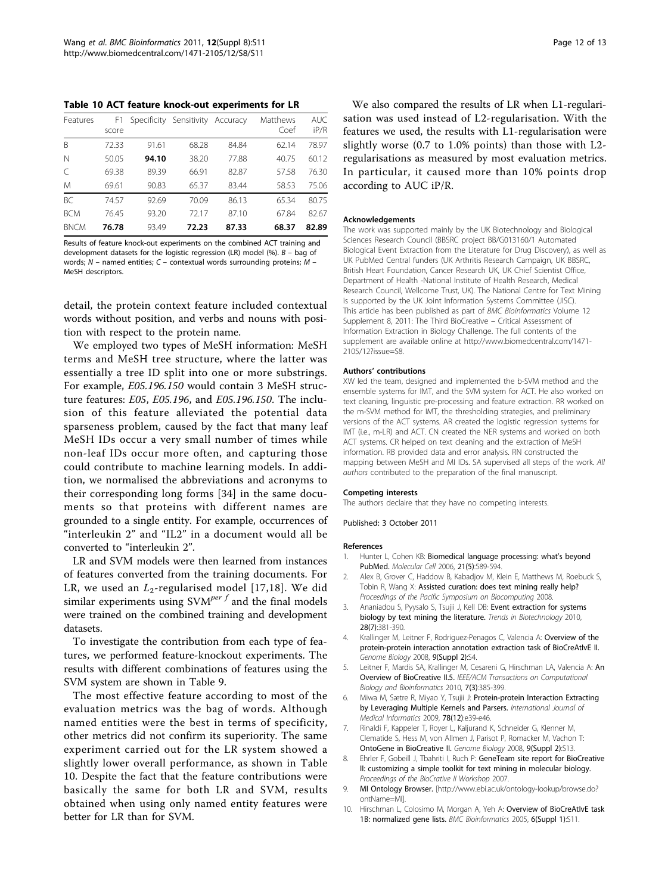**Table 10 ACT feature knock-out experiments for LR**

| Features | F1 score | Specificity | Sensitivity | Accuracy | Matthews Coef | AUC iP/R |
|---|---|---|---|---|---|---|
| B | 72.33 | 91.61 | 68.28 | 84.84 | 62.14 | 78.97 |
| N | 50.05 | **94.10** | 38.20 | 77.88 | 40.75 | 60.12 |
| C | 69.38 | 89.39 | 66.91 | 82.87 | 57.58 | 76.30 |
| M | 69.61 | 90.83 | 65.37 | 83.44 | 58.53 | 75.06 |
| BC | 74.57 | 92.69 | 70.09 | 86.13 | 65.34 | 80.75 |
| BCM | 76.45 | 93.20 | 72.17 | 87.10 | 67.84 | 82.67 |
| BNCM | **76.78** | 93.49 | **72.23** | **87.33** | **68.37** | **82.89** |

Results of feature knock-out experiments on the combined ACT training and development datasets for the logistic regression (LR) model (%). *B* – bag of words; *N* – named entities; *C* – contextual words surrounding proteins; *M* – MeSH descriptors.

detail, the protein context feature included contextual words without position, and verbs and nouns with position with respect to the protein name.

We employed two types of MeSH information: MeSH terms and MeSH tree structure, where the latter was essentially a tree ID split into one or more substrings. For example, *E05.196.150* would contain 3 MeSH structure features: *E05*, *E05.196*, and *E05.196.150*. The inclusion of this feature alleviated the potential data sparseness problem, caused by the fact that many leaf MeSH IDs occur a very small number of times while non-leaf IDs occur more often, and capturing those could contribute to machine learning models. In addition, we normalised the abbreviations and acronyms to their corresponding long forms [34] in the same documents so that proteins with different names are grounded to a single entity. For example, occurrences of "interleukin 2" and "IL2" in a document would all be converted to "interleukin 2".

LR and SVM models were then learned from instances of features converted from the training documents. For LR, we used an $L_2$-regularised model [17,18]. We did similar experiments using $\text{SVM}^{perf}$ and the final models were trained on the combined training and development datasets.

To investigate the contribution from each type of features, we performed feature-knockout experiments. The results with different combinations of features using the SVM system are shown in Table 9.

The most effective feature according to most of the evaluation metrics was the bag of words. Although named entities were the best in terms of specificity, other metrics did not confirm its superiority. The same experiment carried out for the LR system showed a slightly lower overall performance, as shown in Table 10. Despite the fact that the feature contributions were basically the same for both LR and SVM, results obtained when using only named entity features were better for LR than for SVM.

We also compared the results of LR when L1-regularisation was used instead of L2-regularisation. With the features we used, the results with L1-regularisation were slightly worse (0.7 to 1.0% points) than those with L2-regularisations as measured by most evaluation metrics. In particular, it caused more than 10% points drop according to AUC iP/R.

#### Acknowledgements

The work was supported mainly by the UK Biotechnology and Biological Sciences Research Council (BBSRC project BB/G013160/1 Automated Biological Event Extraction from the Literature for Drug Discovery), as well as UK PubMed Central funders (UK Arthritis Research Campaign, UK BBSRC, British Heart Foundation, Cancer Research UK, UK Chief Scientist Office, Department of Health -National Institute of Health Research, Medical Research Council, Wellcome Trust, UK). The National Centre for Text Mining is supported by the UK Joint Information Systems Committee (JISC). This article has been published as part of *BMC Bioinformatics* Volume 12 Supplement 8, 2011: The Third BioCreative – Critical Assessment of Information Extraction in Biology Challenge. The full contents of the supplement are available online at http://www.biomedcentral.com/1471-2105/12?issue=S8.

#### Authors' contributions

XW led the team, designed and implemented the b-SVM method and the ensemble systems for IMT, and the SVM system for ACT. He also worked on text cleaning, linguistic pre-processing and feature extraction. RR worked on the m-SVM method for IMT, the thresholding strategies, and preliminary versions of the ACT systems. AR created the logistic regression systems for IMT (i.e., m-LR) and ACT. CN created the NER systems and worked on both ACT systems. CR helped on text cleaning and the extraction of MeSH information. RB provided data and error analysis. RN constructed the mapping between MeSH and MI IDs. SA supervised all steps of the work. *All authors* contributed to the preparation of the final manuscript.

#### Competing interests

The authors declaire that they have no competing interests.

Published: 3 October 2011

#### References

1. Hunter L, Cohen KB: **Biomedical language processing: what's beyond PubMed.** *Molecular Cell* 2006, **21(5)**:589-594.
2. Alex B, Grover C, Haddow B, Kabadjov M, Klein E, Matthews M, Roebuck S, Tobin R, Wang X: **Assisted curation: does text mining really help?** *Proceedings of the Pacific Symposium on Biocomputing* 2008.
3. Ananiadou S, Pyysalo S, Tsujii J, Kell DB: **Event extraction for systems biology by text mining the literature.** *Trends in Biotechnology* 2010, **28(7)**:381-390.
4. Krallinger M, Leitner F, Rodriguez-Penagos C, Valencia A: **Overview of the protein-protein interaction annotation extraction task of BioCreAtIvE II.** *Genome Biology* 2008, **9(Suppl 2)**:S4.
5. Leitner F, Mardis SA, Krallinger M, Cesareni G, Hirschman LA, Valencia A: **An Overview of BioCreative II.5.** *IEEE/ACM Transactions on Computational Biology and Bioinformatics* 2010, **7(3)**:385-399.
6. Miwa M, Sætre R, Miyao Y, Tsujii J: **Protein-protein Interaction Extracting by Leveraging Multiple Kernels and Parsers.** *International Journal of Medical Informatics* 2009, **78(12)**:e39-e46.
7. Rinaldi F, Kappeler T, Royer L, Kaljurand K, Schneider G, Klenner M, Clematide S, Hess M, von Allmen J, Parisot P, Romacker M, Vachon T: **OntoGene in BioCreative II.** *Genome Biology* 2008, **9(Suppl 2)**:S13.
8. Ehrler F, Gobeill J, Tbahriti I, Ruch P: **GeneTeam site report for BioCreative II: customizing a simple toolkit for text mining in molecular biology.** *Proceedings of the BioCrative II Workshop* 2007.
9. **MI Ontology Browser.** [http://www.ebi.ac.uk/ontology-lookup/browse.do?ontName=MI].
10. Hirschman L, Colosimo M, Morgan A, Yeh A: **Overview of BioCreAtIvE task 1B: normalized gene lists.** *BMC Bioinformatics* 2005, **6(Suppl 1)**:S11.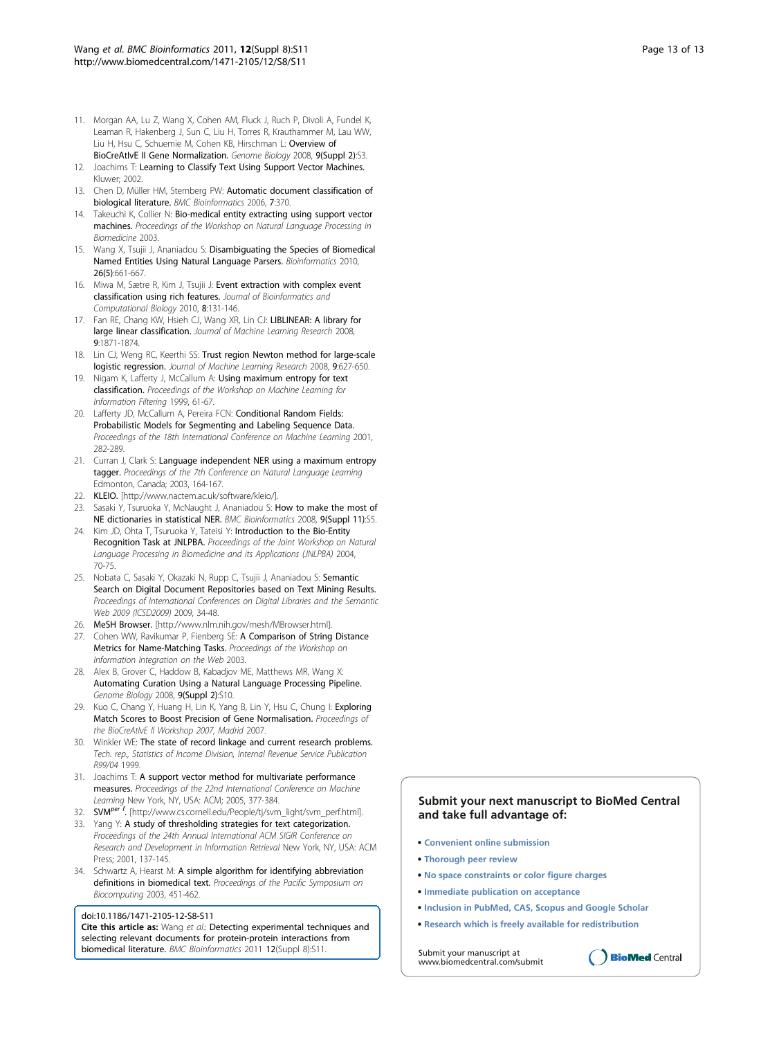11. Morgan AA, Lu Z, Wang X, Cohen AM, Fluck J, Ruch P, Divoli A, Fundel K, Leaman R, Hakenberg J, Sun C, Liu H, Torres R, Krauthammer M, Lau WW, Liu H, Hsu C, Schuemie M, Cohen KB, Hirschman L: **Overview of BioCreAtIvE II Gene Normalization.** *Genome Biology* 2008, **9(Suppl 2)**:S3.
12. Joachims T: **Learning to Classify Text Using Support Vector Machines.** Kluwer; 2002.
13. Chen D, Müller HM, Sternberg PW: **Automatic document classification of biological literature.** *BMC Bioinformatics* 2006, **7**:370.
14. Takeuchi K, Collier N: **Bio-medical entity extracting using support vector machines.** *Proceedings of the Workshop on Natural Language Processing in Biomedicine* 2003.
15. Wang X, Tsujii J, Ananiadou S: **Disambiguating the Species of Biomedical Named Entities Using Natural Language Parsers.** *Bioinformatics* 2010, **26(5)**:661-667.
16. Miwa M, Sætre R, Kim J, Tsujii J: **Event extraction with complex event classification using rich features.** *Journal of Bioinformatics and Computational Biology* 2010, **8**:131-146.
17. Fan RE, Chang KW, Hsieh CJ, Wang XR, Lin CJ: **LIBLINEAR: A library for large linear classification.** *Journal of Machine Learning Research* 2008, **9**:1871-1874.
18. Lin CJ, Weng RC, Keerthi SS: **Trust region Newton method for large-scale logistic regression.** *Journal of Machine Learning Research* 2008, **9**:627-650.
19. Nigam K, Lafferty J, McCallum A: **Using maximum entropy for text classification.** *Proceedings of the Workshop on Machine Learning for Information Filtering* 1999, 61-67.
20. Lafferty JD, McCallum A, Pereira FCN: **Conditional Random Fields: Probabilistic Models for Segmenting and Labeling Sequence Data.** *Proceedings of the 18th International Conference on Machine Learning* 2001, 282-289.
21. Curran J, Clark S: **Language independent NER using a maximum entropy tagger.** *Proceedings of the 7th Conference on Natural Language Learning* Edmonton, Canada; 2003, 164-167.
22. **KLEIO.** [http://www.nactem.ac.uk/software/kleio/].
23. Sasaki Y, Tsuruoka Y, McNaught J, Ananiadou S: **How to make the most of NE dictionaries in statistical NER.** *BMC Bioinformatics* 2008, **9(Suppl 11)**:S5.
24. Kim JD, Ohta T, Tsuruoka Y, Tateisi Y: **Introduction to the Bio-Entity Recognition Task at JNLPBA.** *Proceedings of the Joint Workshop on Natural Language Processing in Biomedicine and its Applications (JNLPBA)* 2004, 70-75.
25. Nobata C, Sasaki Y, Okazaki N, Rupp C, Tsujii J, Ananiadou S: **Semantic Search on Digital Document Repositories based on Text Mining Results.** *Proceedings of International Conferences on Digital Libraries and the Semantic Web 2009 (ICSD2009)* 2009, 34-48.
26. **MeSH Browser.** [http://www.nlm.nih.gov/mesh/MBrowser.html].
27. Cohen WW, Ravikumar P, Fienberg SE: **A Comparison of String Distance Metrics for Name-Matching Tasks.** *Proceedings of the Workshop on Information Integration on the Web* 2003.
28. Alex B, Grover C, Haddow B, Kabadjov ME, Matthews MR, Wang X: **Automating Curation Using a Natural Language Processing Pipeline.** *Genome Biology* 2008, **9(Suppl 2)**:S10.
29. Kuo C, Chang Y, Huang H, Lin K, Yang B, Lin Y, Hsu C, Chung I: **Exploring Match Scores to Boost Precision of Gene Normalisation.** *Proceedings of the BioCreAtIvE II Workshop 2007, Madrid* 2007.
30. Winkler WE: **The state of record linkage and current research problems.** *Tech. rep., Statistics of Income Division, Internal Revenue Service Publication R99/04* 1999.
31. Joachims T: **A support vector method for multivariate performance measures.** *Proceedings of the 22nd International Conference on Machine Learning* New York, NY, USA: ACM; 2005, 377-384.
32. **SVM$^{perf}$.** [http://www.cs.cornell.edu/People/tj/svm_light/svm_perf.html].
33. Yang Y: **A study of thresholding strategies for text categorization.** *Proceedings of the 24th Annual International ACM SIGIR Conference on Research and Development in Information Retrieval* New York, NY, USA: ACM Press; 2001, 137-145.
34. Schwartz A, Hearst M: **A simple algorithm for identifying abbreviation definitions in biomedical text.** *Proceedings of the Pacific Symposium on Biocomputing* 2003, 451-462.

doi:10.1186/1471-2105-12-S8-S11

**Cite this article as:** Wang *et al.*: Detecting experimental techniques and selecting relevant documents for protein-protein interactions from biomedical literature. *BMC Bioinformatics* 2011 **12**(Suppl 8):S11.

**Submit your next manuscript to BioMed Central and take full advantage of:**

- **Convenient online submission**
- **Thorough peer review**
- **No space constraints or color figure charges**
- **Immediate publication on acceptance**
- **Inclusion in PubMed, CAS, Scopus and Google Scholar**
- **Research which is freely available for redistribution**

Submit your manuscript at
www.biomedcentral.com/submit

BioMed Central